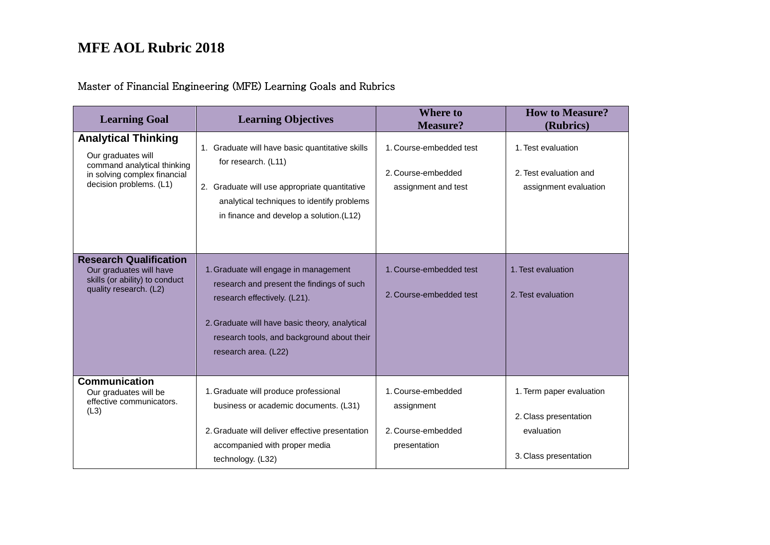# MFE AOL Rubric 2018

## Master of Financial Engineering (MFE) Learning Goals and Rubrics

| Learning Goal | Learning Objectives | Where to Measure? | How to Measure? (Rubrics) |
|---|---|---|---|
| **Analytical Thinking**<br>Our graduates will command analytical thinking in solving complex financial decision problems. (L1) | 1. Graduate will have basic quantitative skills for research. (L11)<br><br>2. Graduate will use appropriate quantitative analytical techniques to identify problems in finance and develop a solution.(L12) | 1. Course-embedded test<br><br>2. Course-embedded assignment and test | 1. Test evaluation<br><br>2. Test evaluation and assignment evaluation |
| **Research Qualification**<br>Our graduates will have skills (or ability) to conduct quality research. (L2) | 1. Graduate will engage in management research and present the findings of such research effectively. (L21).<br><br>2. Graduate will have basic theory, analytical research tools, and background about their research area. (L22) | 1. Course-embedded test<br><br>2. Course-embedded test | 1. Test evaluation<br><br>2. Test evaluation |
| **Communication**<br>Our graduates will be effective communicators. (L3) | 1. Graduate will produce professional business or academic documents. (L31)<br><br>2. Graduate will deliver effective presentation accompanied with proper media technology. (L32) | 1. Course-embedded assignment<br><br>2. Course-embedded presentation | 1. Term paper evaluation<br><br>2. Class presentation evaluation<br><br>3. Class presentation |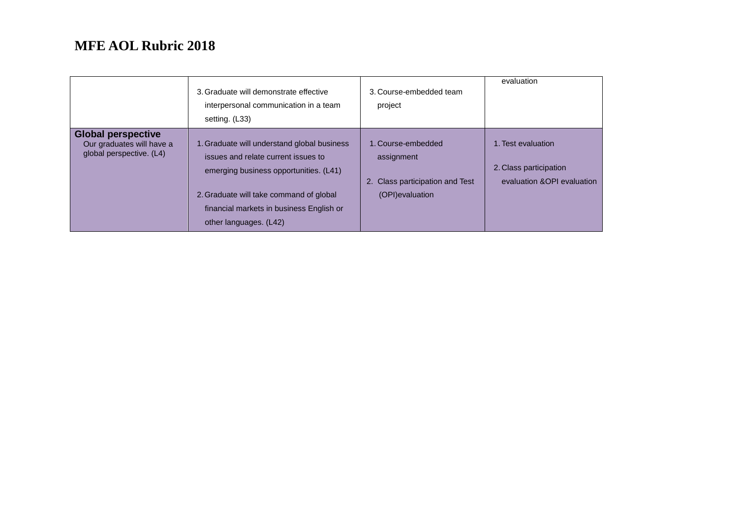# MFE AOL Rubric 2018

| | | | |
|---|---|---|---|
| | 3. Graduate will demonstrate effective interpersonal communication in a team setting. (L33) | 3. Course-embedded team project | evaluation |
| **Global perspective** Our graduates will have a global perspective. (L4) | 1. Graduate will understand global business issues and relate current issues to emerging business opportunities. (L41) 2. Graduate will take command of global financial markets in business English or other languages. (L42) | 1. Course-embedded assignment 2. Class participation and Test (OPI)evaluation | 1. Test evaluation 2. Class participation evaluation &OPI evaluation |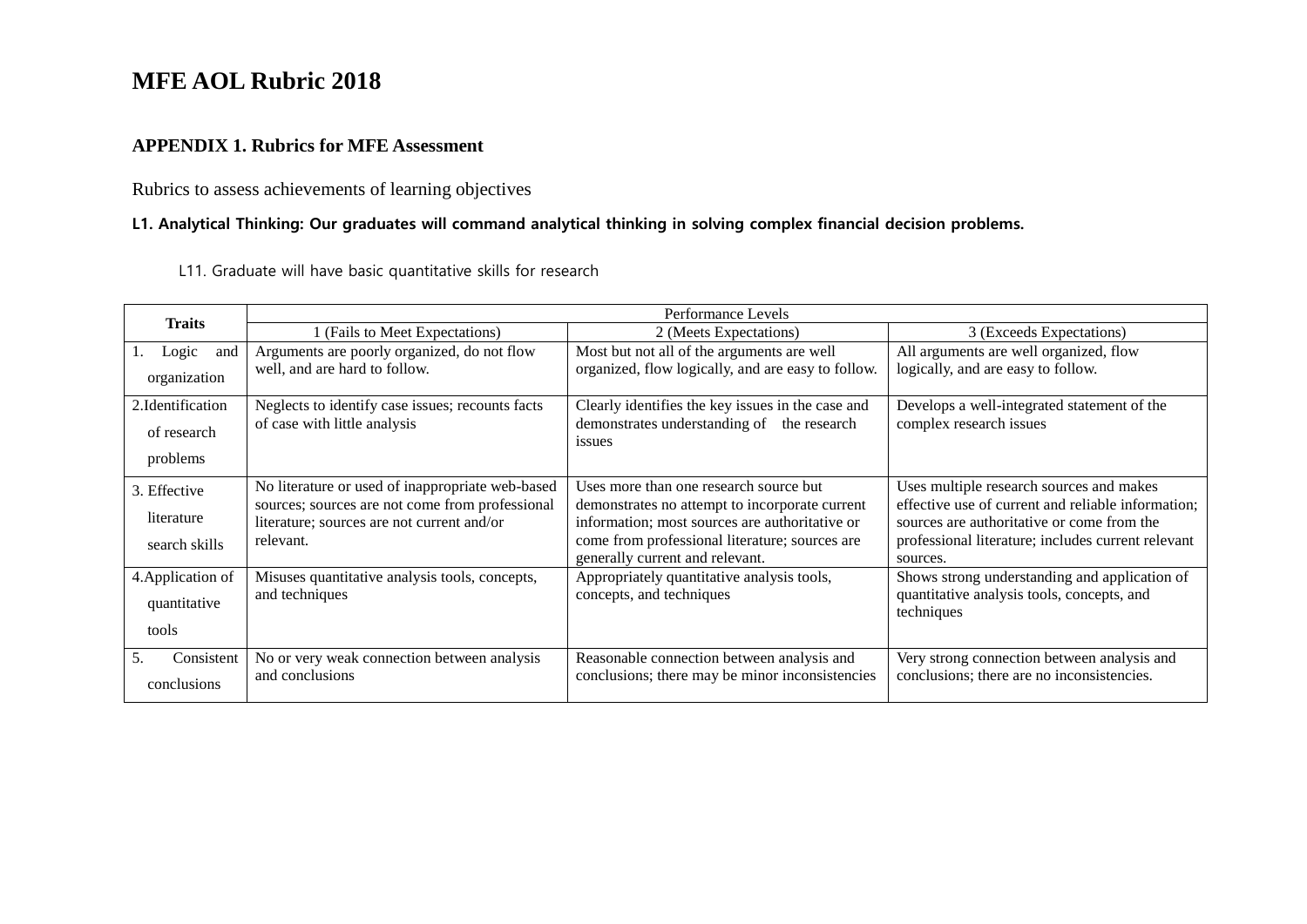# MFE AOL Rubric 2018

## APPENDIX 1. Rubrics for MFE Assessment

Rubrics to assess achievements of learning objectives

**L1. Analytical Thinking: Our graduates will command analytical thinking in solving complex financial decision problems.**

L11. Graduate will have basic quantitative skills for research

| Traits | Performance Levels | | |
|---|---|---|---|
| | 1 (Fails to Meet Expectations) | 2 (Meets Expectations) | 3 (Exceeds Expectations) |
| 1. Logic and organization | Arguments are poorly organized, do not flow well, and are hard to follow. | Most but not all of the arguments are well organized, flow logically, and are easy to follow. | All arguments are well organized, flow logically, and are easy to follow. |
| 2.Identification of research problems | Neglects to identify case issues; recounts facts of case with little analysis | Clearly identifies the key issues in the case and demonstrates understanding of the research issues | Develops a well-integrated statement of the complex research issues |
| 3. Effective literature search skills | No literature or used of inappropriate web-based sources; sources are not come from professional literature; sources are not current and/or relevant. | Uses more than one research source but demonstrates no attempt to incorporate current information; most sources are authoritative or come from professional literature; sources are generally current and relevant. | Uses multiple research sources and makes effective use of current and reliable information; sources are authoritative or come from the professional literature; includes current relevant sources. |
| 4.Application of quantitative tools | Misuses quantitative analysis tools, concepts, and techniques | Appropriately quantitative analysis tools, concepts, and techniques | Shows strong understanding and application of quantitative analysis tools, concepts, and techniques |
| 5. Consistent conclusions | No or very weak connection between analysis and conclusions | Reasonable connection between analysis and conclusions; there may be minor inconsistencies | Very strong connection between analysis and conclusions; there are no inconsistencies. |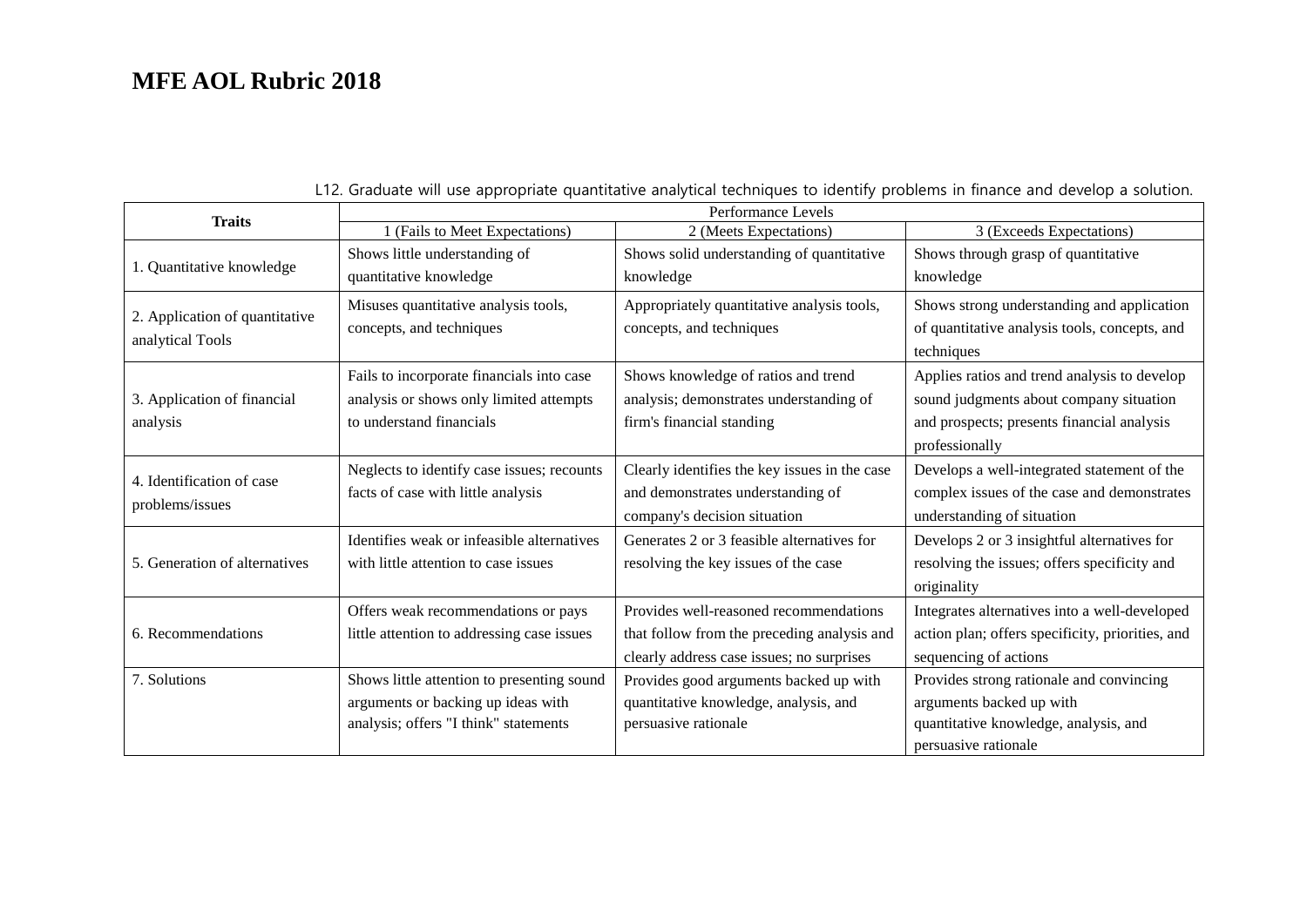# MFE AOL Rubric 2018

L12. Graduate will use appropriate quantitative analytical techniques to identify problems in finance and develop a solution.

| Traits | Performance Levels | | |
|---|---|---|---|
| | 1 (Fails to Meet Expectations) | 2 (Meets Expectations) | 3 (Exceeds Expectations) |
| 1. Quantitative knowledge | Shows little understanding of quantitative knowledge | Shows solid understanding of quantitative knowledge | Shows through grasp of quantitative knowledge |
| 2. Application of quantitative analytical Tools | Misuses quantitative analysis tools, concepts, and techniques | Appropriately quantitative analysis tools, concepts, and techniques | Shows strong understanding and application of quantitative analysis tools, concepts, and techniques |
| 3. Application of financial analysis | Fails to incorporate financials into case analysis or shows only limited attempts to understand financials | Shows knowledge of ratios and trend analysis; demonstrates understanding of firm's financial standing | Applies ratios and trend analysis to develop sound judgments about company situation and prospects; presents financial analysis professionally |
| 4. Identification of case problems/issues | Neglects to identify case issues; recounts facts of case with little analysis | Clearly identifies the key issues in the case and demonstrates understanding of company's decision situation | Develops a well-integrated statement of the complex issues of the case and demonstrates understanding of situation |
| 5. Generation of alternatives | Identifies weak or infeasible alternatives with little attention to case issues | Generates 2 or 3 feasible alternatives for resolving the key issues of the case | Develops 2 or 3 insightful alternatives for resolving the issues; offers specificity and originality |
| 6. Recommendations | Offers weak recommendations or pays little attention to addressing case issues | Provides well-reasoned recommendations that follow from the preceding analysis and clearly address case issues; no surprises | Integrates alternatives into a well-developed action plan; offers specificity, priorities, and sequencing of actions |
| 7. Solutions | Shows little attention to presenting sound arguments or backing up ideas with analysis; offers "I think" statements | Provides good arguments backed up with quantitative knowledge, analysis, and persuasive rationale | Provides strong rationale and convincing arguments backed up with quantitative knowledge, analysis, and persuasive rationale |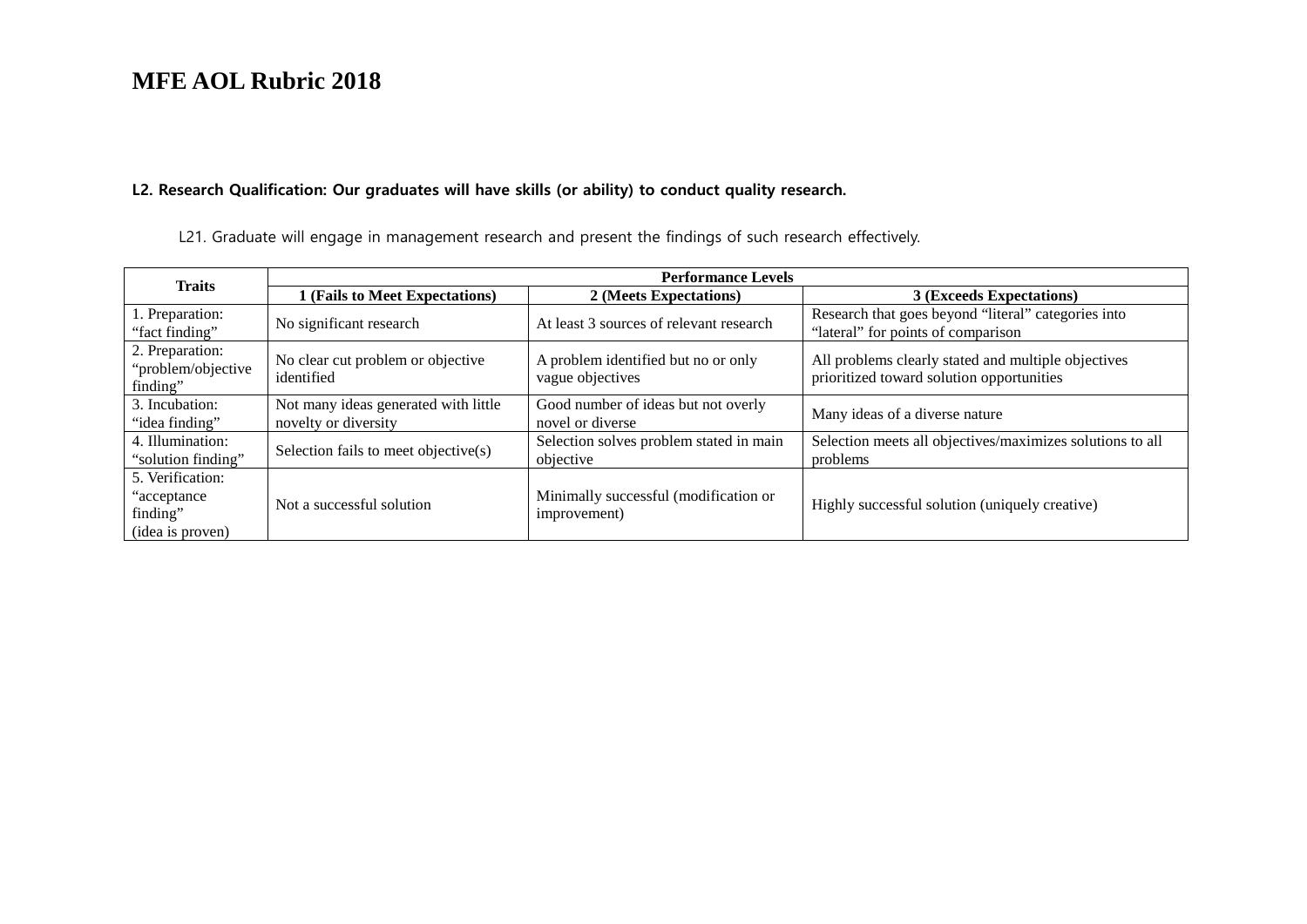# MFE AOL Rubric 2018

**L2. Research Qualification: Our graduates will have skills (or ability) to conduct quality research.**

L21. Graduate will engage in management research and present the findings of such research effectively.

| Traits | Performance Levels | | |
|---|---|---|---|
| | 1 (Fails to Meet Expectations) | 2 (Meets Expectations) | 3 (Exceeds Expectations) |
| 1. Preparation: "fact finding" | No significant research | At least 3 sources of relevant research | Research that goes beyond "literal" categories into "lateral" for points of comparison |
| 2. Preparation: "problem/objective finding" | No clear cut problem or objective identified | A problem identified but no or only vague objectives | All problems clearly stated and multiple objectives prioritized toward solution opportunities |
| 3. Incubation: "idea finding" | Not many ideas generated with little novelty or diversity | Good number of ideas but not overly novel or diverse | Many ideas of a diverse nature |
| 4. Illumination: "solution finding" | Selection fails to meet objective(s) | Selection solves problem stated in main objective | Selection meets all objectives/maximizes solutions to all problems |
| 5. Verification: "acceptance finding" (idea is proven) | Not a successful solution | Minimally successful (modification or improvement) | Highly successful solution (uniquely creative) |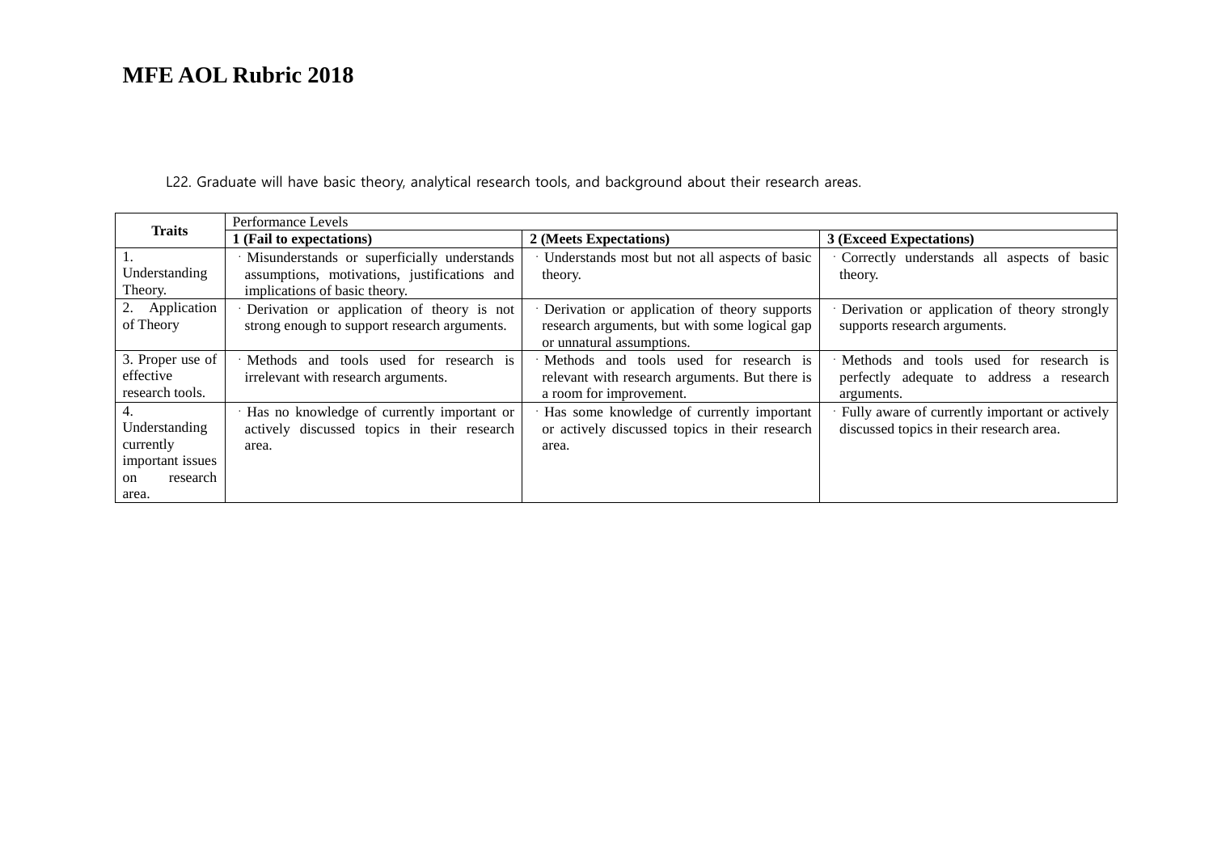# MFE AOL Rubric 2018

L22. Graduate will have basic theory, analytical research tools, and background about their research areas.

| Traits | Performance Levels | | |
|---|---|---|---|
| | **1 (Fail to expectations)** | **2 (Meets Expectations)** | **3 (Exceed Expectations)** |
| 1. Understanding Theory. | · Misunderstands or superficially understands assumptions, motivations, justifications and implications of basic theory. | · Understands most but not all aspects of basic theory. | · Correctly understands all aspects of basic theory. |
| 2. Application of Theory | · Derivation or application of theory is not strong enough to support research arguments. | · Derivation or application of theory supports research arguments, but with some logical gap or unnatural assumptions. | · Derivation or application of theory strongly supports research arguments. |
| 3. Proper use of effective research tools. | · Methods and tools used for research is irrelevant with research arguments. | · Methods and tools used for research is relevant with research arguments. But there is a room for improvement. | · Methods and tools used for research is perfectly adequate to address a research arguments. |
| 4. Understanding currently important issues on research area. | · Has no knowledge of currently important or actively discussed topics in their research area. | · Has some knowledge of currently important or actively discussed topics in their research area. | · Fully aware of currently important or actively discussed topics in their research area. |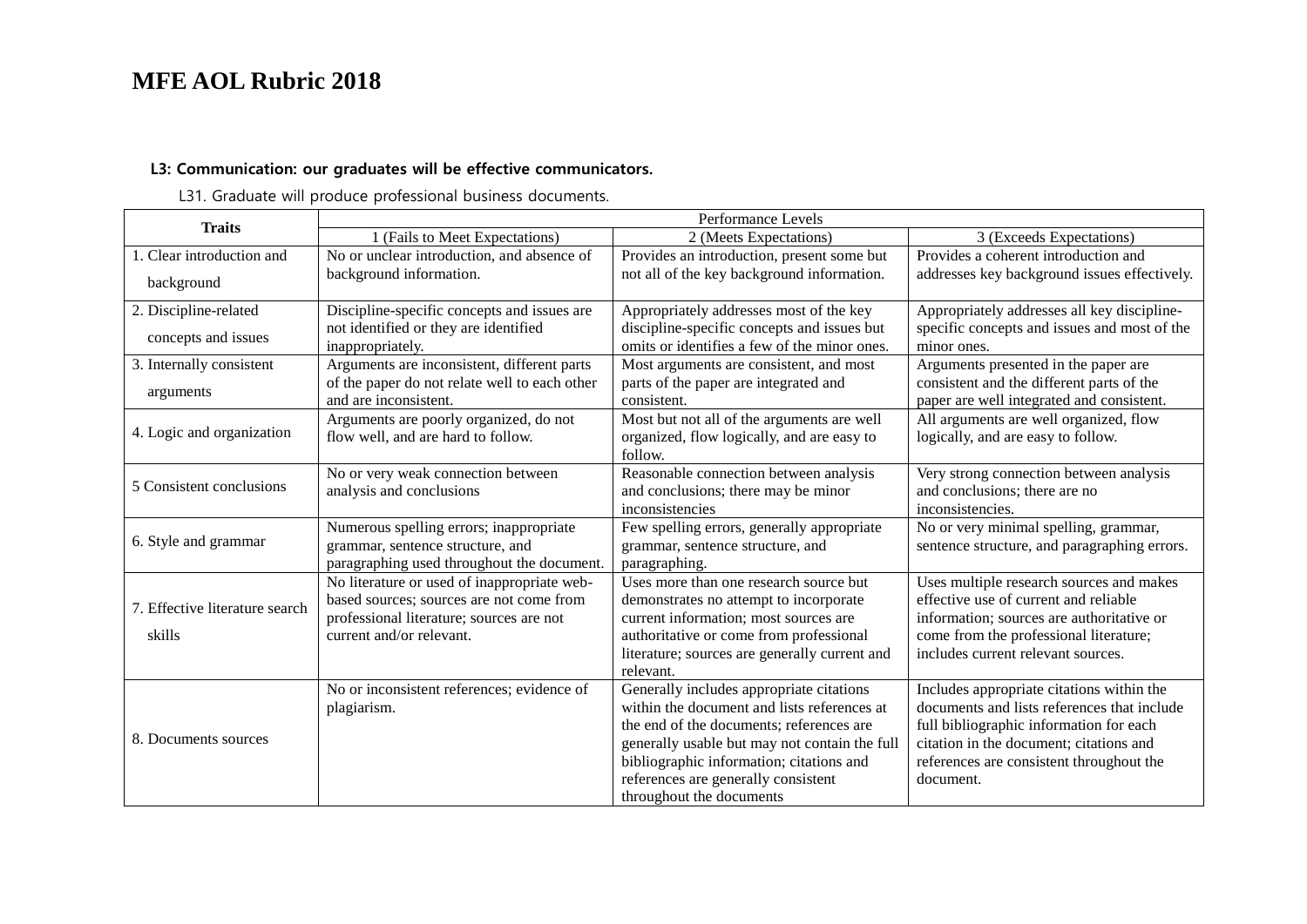# MFE AOL Rubric 2018

**L3: Communication: our graduates will be effective communicators.**

L31. Graduate will produce professional business documents.

| Traits | Performance Levels | | |
|---|---|---|---|
| | 1 (Fails to Meet Expectations) | 2 (Meets Expectations) | 3 (Exceeds Expectations) |
| 1. Clear introduction and background | No or unclear introduction, and absence of background information. | Provides an introduction, present some but not all of the key background information. | Provides a coherent introduction and addresses key background issues effectively. |
| 2. Discipline-related concepts and issues | Discipline-specific concepts and issues are not identified or they are identified inappropriately. | Appropriately addresses most of the key discipline-specific concepts and issues but omits or identifies a few of the minor ones. | Appropriately addresses all key discipline-specific concepts and issues and most of the minor ones. |
| 3. Internally consistent arguments | Arguments are inconsistent, different parts of the paper do not relate well to each other and are inconsistent. | Most arguments are consistent, and most parts of the paper are integrated and consistent. | Arguments presented in the paper are consistent and the different parts of the paper are well integrated and consistent. |
| 4. Logic and organization | Arguments are poorly organized, do not flow well, and are hard to follow. | Most but not all of the arguments are well organized, flow logically, and are easy to follow. | All arguments are well organized, flow logically, and are easy to follow. |
| 5 Consistent conclusions | No or very weak connection between analysis and conclusions | Reasonable connection between analysis and conclusions; there may be minor inconsistencies | Very strong connection between analysis and conclusions; there are no inconsistencies. |
| 6. Style and grammar | Numerous spelling errors; inappropriate grammar, sentence structure, and paragraphing used throughout the document. | Few spelling errors, generally appropriate grammar, sentence structure, and paragraphing. | No or very minimal spelling, grammar, sentence structure, and paragraphing errors. |
| 7. Effective literature search skills | No literature or used of inappropriate web-based sources; sources are not come from professional literature; sources are not current and/or relevant. | Uses more than one research source but demonstrates no attempt to incorporate current information; most sources are authoritative or come from professional literature; sources are generally current and relevant. | Uses multiple research sources and makes effective use of current and reliable information; sources are authoritative or come from the professional literature; includes current relevant sources. |
| 8. Documents sources | No or inconsistent references; evidence of plagiarism. | Generally includes appropriate citations within the document and lists references at the end of the documents; references are generally usable but may not contain the full bibliographic information; citations and references are generally consistent throughout the documents | Includes appropriate citations within the documents and lists references that include full bibliographic information for each citation in the document; citations and references are consistent throughout the document. |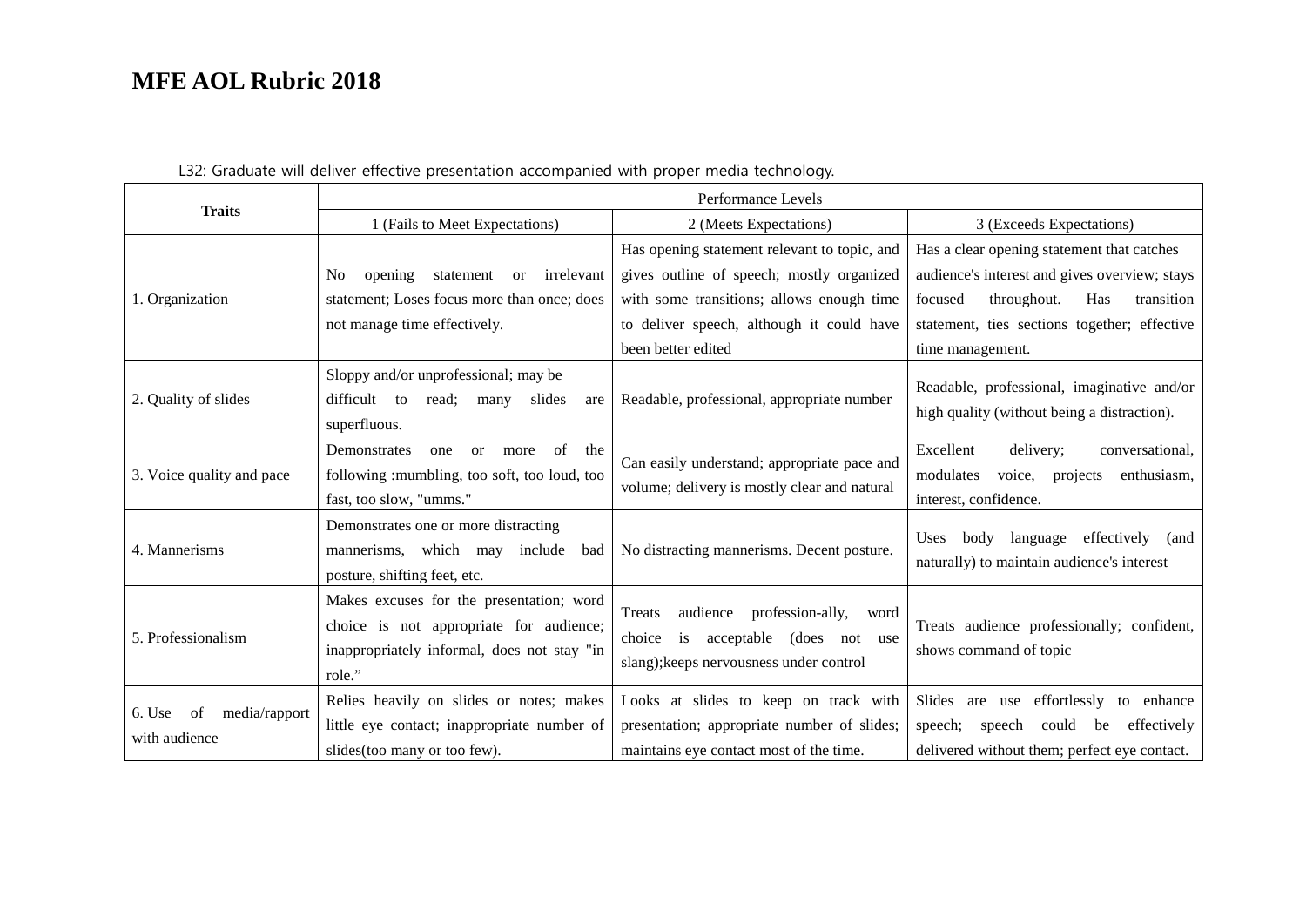# MFE AOL Rubric 2018

L32: Graduate will deliver effective presentation accompanied with proper media technology.

| Traits | Performance Levels | | |
|---|---|---|---|
| | 1 (Fails to Meet Expectations) | 2 (Meets Expectations) | 3 (Exceeds Expectations) |
| 1. Organization | No opening statement or irrelevant statement; Loses focus more than once; does not manage time effectively. | Has opening statement relevant to topic, and gives outline of speech; mostly organized with some transitions; allows enough time to deliver speech, although it could have been better edited | Has a clear opening statement that catches audience's interest and gives overview; stays focused throughout. Has transition statement, ties sections together; effective time management. |
| 2. Quality of slides | Sloppy and/or unprofessional; may be difficult to read; many slides are superfluous. | Readable, professional, appropriate number | Readable, professional, imaginative and/or high quality (without being a distraction). |
| 3. Voice quality and pace | Demonstrates one or more of the following :mumbling, too soft, too loud, too fast, too slow, "umms." | Can easily understand; appropriate pace and volume; delivery is mostly clear and natural | Excellent delivery; conversational, modulates voice, projects enthusiasm, interest, confidence. |
| 4. Mannerisms | Demonstrates one or more distracting mannerisms, which may include bad posture, shifting feet, etc. | No distracting mannerisms. Decent posture. | Uses body language effectively (and naturally) to maintain audience's interest |
| 5. Professionalism | Makes excuses for the presentation; word choice is not appropriate for audience; inappropriately informal, does not stay "in role." | Treats audience profession-ally, word choice is acceptable (does not use slang);keeps nervousness under control | Treats audience professionally; confident, shows command of topic |
| 6. Use of media/rapport with audience | Relies heavily on slides or notes; makes little eye contact; inappropriate number of slides(too many or too few). | Looks at slides to keep on track with presentation; appropriate number of slides; maintains eye contact most of the time. | Slides are use effortlessly to enhance speech; speech could be effectively delivered without them; perfect eye contact. |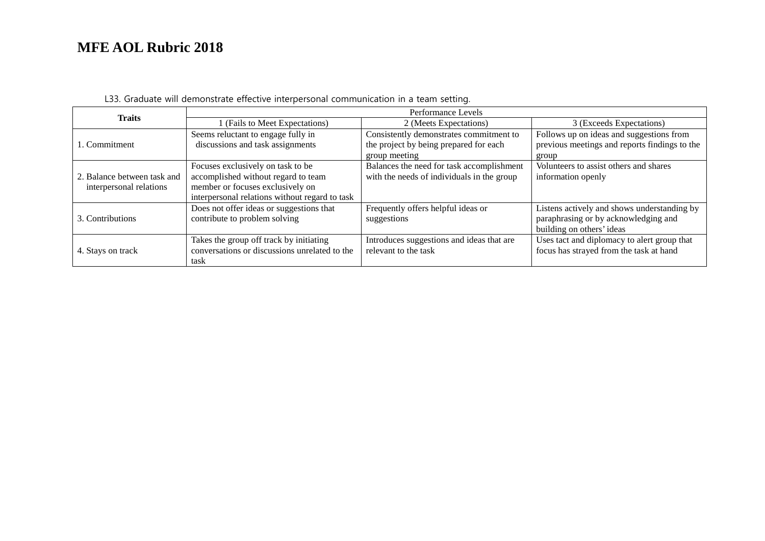# MFE AOL Rubric 2018

L33. Graduate will demonstrate effective interpersonal communication in a team setting.

| Traits | Performance Levels | | |
|---|---|---|---|
| | 1 (Fails to Meet Expectations) | 2 (Meets Expectations) | 3 (Exceeds Expectations) |
| 1. Commitment | Seems reluctant to engage fully in discussions and task assignments | Consistently demonstrates commitment to the project by being prepared for each group meeting | Follows up on ideas and suggestions from previous meetings and reports findings to the group |
| 2. Balance between task and interpersonal relations | Focuses exclusively on task to be accomplished without regard to team member or focuses exclusively on interpersonal relations without regard to task | Balances the need for task accomplishment with the needs of individuals in the group | Volunteers to assist others and shares information openly |
| 3. Contributions | Does not offer ideas or suggestions that contribute to problem solving | Frequently offers helpful ideas or suggestions | Listens actively and shows understanding by paraphrasing or by acknowledging and building on others' ideas |
| 4. Stays on track | Takes the group off track by initiating conversations or discussions unrelated to the task | Introduces suggestions and ideas that are relevant to the task | Uses tact and diplomacy to alert group that focus has strayed from the task at hand |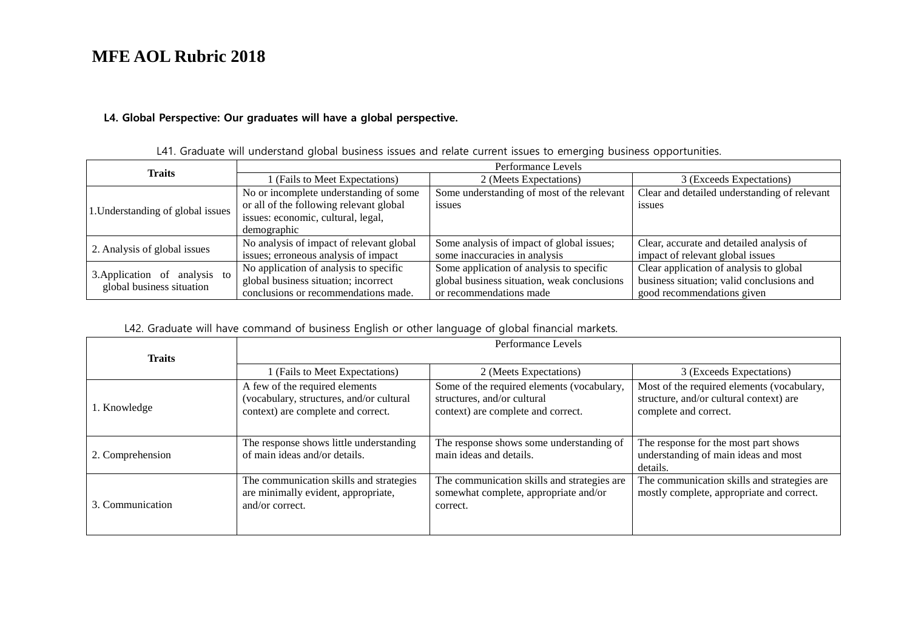# MFE AOL Rubric 2018

**L4. Global Perspective: Our graduates will have a global perspective.**

L41. Graduate will understand global business issues and relate current issues to emerging business opportunities.

| Traits | Performance Levels | | |
|---|---|---|---|
| | 1 (Fails to Meet Expectations) | 2 (Meets Expectations) | 3 (Exceeds Expectations) |
| 1.Understanding of global issues | No or incomplete understanding of some or all of the following relevant global issues: economic, cultural, legal, demographic | Some understanding of most of the relevant issues | Clear and detailed understanding of relevant issues |
| 2. Analysis of global issues | No analysis of impact of relevant global issues; erroneous analysis of impact | Some analysis of impact of global issues; some inaccuracies in analysis | Clear, accurate and detailed analysis of impact of relevant global issues |
| 3.Application of analysis to global business situation | No application of analysis to specific global business situation; incorrect conclusions or recommendations made. | Some application of analysis to specific global business situation, weak conclusions or recommendations made | Clear application of analysis to global business situation; valid conclusions and good recommendations given |

L42. Graduate will have command of business English or other language of global financial markets.

| Traits | Performance Levels | | |
|---|---|---|---|
| | 1 (Fails to Meet Expectations) | 2 (Meets Expectations) | 3 (Exceeds Expectations) |
| 1. Knowledge | A few of the required elements (vocabulary, structures, and/or cultural context) are complete and correct. | Some of the required elements (vocabulary, structures, and/or cultural context) are complete and correct. | Most of the required elements (vocabulary, structure, and/or cultural context) are complete and correct. |
| 2. Comprehension | The response shows little understanding of main ideas and/or details. | The response shows some understanding of main ideas and details. | The response for the most part shows understanding of main ideas and most details. |
| 3. Communication | The communication skills and strategies are minimally evident, appropriate, and/or correct. | The communication skills and strategies are somewhat complete, appropriate and/or correct. | The communication skills and strategies are mostly complete, appropriate and correct. |